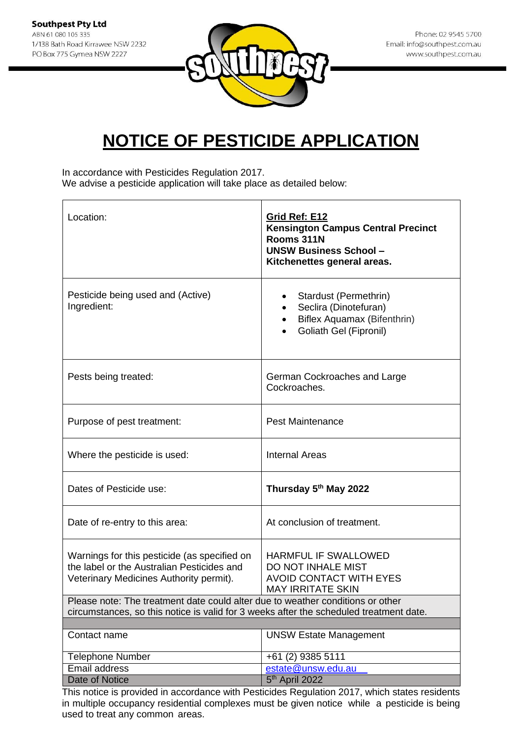**Southpest Pty Ltd**
ABN 61 080 105 335
1/138 Bath Road Kirrawee NSW 2232
PO Box 775 Gymea NSW 2227

Phone: 02 9545 5700
Email: info@southpest.com.au
www.southpest.com.au

# NOTICE OF PESTICIDE APPLICATION

In accordance with Pesticides Regulation 2017.
We advise a pesticide application will take place as detailed below:

| | |
|---|---|
| Location: | **Grid Ref: E12**<br>**Kensington Campus Central Precinct**<br>**Rooms 311N**<br>**UNSW Business School – Kitchenettes general areas.** |
| Pesticide being used and (Active) Ingredient: | • Stardust (Permethrin)<br>• Seclira (Dinotefuran)<br>• Biflex Aquamax (Bifenthrin)<br>• Goliath Gel (Fipronil) |
| Pests being treated: | German Cockroaches and Large Cockroaches. |
| Purpose of pest treatment: | Pest Maintenance |
| Where the pesticide is used: | Internal Areas |
| Dates of Pesticide use: | **Thursday 5th May 2022** |
| Date of re-entry to this area: | At conclusion of treatment. |
| Warnings for this pesticide (as specified on the label or the Australian Pesticides and Veterinary Medicines Authority permit). | HARMFUL IF SWALLOWED<br>DO NOT INHALE MIST<br>AVOID CONTACT WITH EYES<br>MAY IRRITATE SKIN |
| Please note: The treatment date could alter due to weather conditions or other circumstances, so this notice is valid for 3 weeks after the scheduled treatment date. | |
| Contact name | UNSW Estate Management |
| Telephone Number | +61 (2) 9385 5111 |
| Email address | estate@unsw.edu.au |
| Date of Notice | 5th April 2022 |

This notice is provided in accordance with Pesticides Regulation 2017, which states residents in multiple occupancy residential complexes must be given notice while a pesticide is being used to treat any common areas.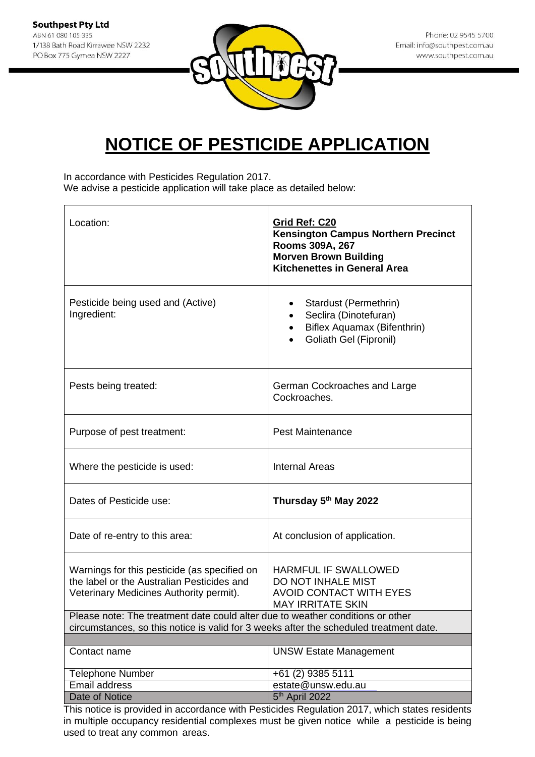**Southpest Pty Ltd**
ABN 61 080 105 335
1/138 Bath Road Kirrawee NSW 2232
PO Box 775 Gymea NSW 2227

Phone: 02 9545 5700
Email: info@southpest.com.au
www.southpest.com.au

# NOTICE OF PESTICIDE APPLICATION

In accordance with Pesticides Regulation 2017.
We advise a pesticide application will take place as detailed below:

| | |
|---|---|
| Location: | **Grid Ref: C20**<br>**Kensington Campus Northern Precinct**<br>**Rooms 309A, 267**<br>**Morven Brown Building**<br>**Kitchenettes in General Area** |
| Pesticide being used and (Active) Ingredient: | • Stardust (Permethrin)<br>• Seclira (Dinotefuran)<br>• Biflex Aquamax (Bifenthrin)<br>• Goliath Gel (Fipronil) |
| Pests being treated: | German Cockroaches and Large Cockroaches. |
| Purpose of pest treatment: | Pest Maintenance |
| Where the pesticide is used: | Internal Areas |
| Dates of Pesticide use: | **Thursday 5th May 2022** |
| Date of re-entry to this area: | At conclusion of application. |
| Warnings for this pesticide (as specified on the label or the Australian Pesticides and Veterinary Medicines Authority permit). | HARMFUL IF SWALLOWED<br>DO NOT INHALE MIST<br>AVOID CONTACT WITH EYES<br>MAY IRRITATE SKIN |
| Please note: The treatment date could alter due to weather conditions or other circumstances, so this notice is valid for 3 weeks after the scheduled treatment date. | |
| Contact name | UNSW Estate Management |
| Telephone Number | +61 (2) 9385 5111 |
| Email address | estate@unsw.edu.au |
| Date of Notice | 5th April 2022 |

This notice is provided in accordance with Pesticides Regulation 2017, which states residents in multiple occupancy residential complexes must be given notice while a pesticide is being used to treat any common areas.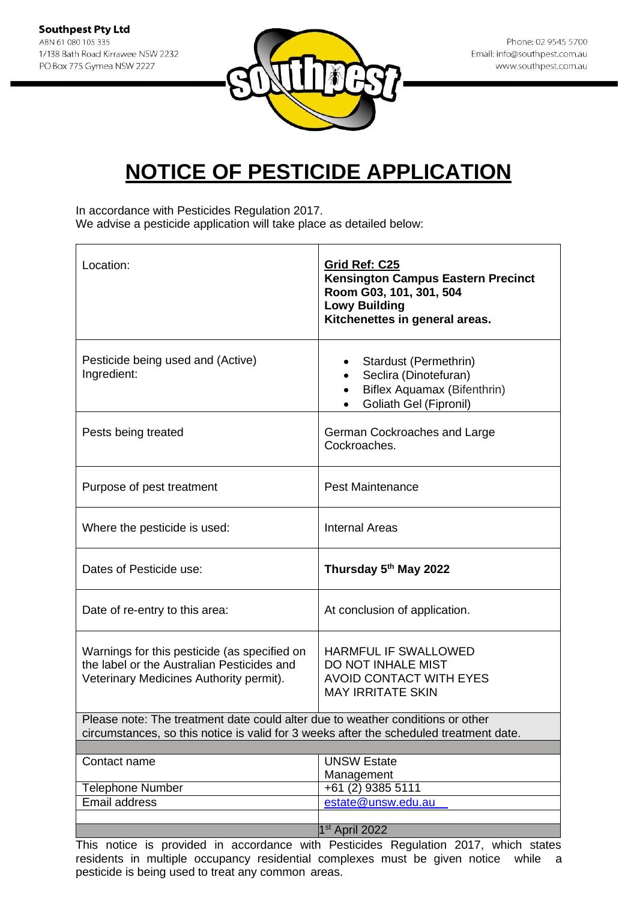**Southpest Pty Ltd**
ABN 61 080 105 335
1/138 Bath Road Kirrawee NSW 2232
PO Box 775 Gymea NSW 2227

Phone: 02 9545 5700
Email: info@southpest.com.au
www.southpest.com.au

# NOTICE OF PESTICIDE APPLICATION

In accordance with Pesticides Regulation 2017.
We advise a pesticide application will take place as detailed below:

| | |
|---|---|
| Location: | **Grid Ref: C25**<br>**Kensington Campus Eastern Precinct**<br>**Room G03, 101, 301, 504**<br>**Lowy Building**<br>**Kitchenettes in general areas.** |
| Pesticide being used and (Active) Ingredient: | • Stardust (Permethrin)<br>• Seclira (Dinotefuran)<br>• Biflex Aquamax (Bifenthrin)<br>• Goliath Gel (Fipronil) |
| Pests being treated | German Cockroaches and Large Cockroaches. |
| Purpose of pest treatment | Pest Maintenance |
| Where the pesticide is used: | Internal Areas |
| Dates of Pesticide use: | **Thursday 5th May 2022** |
| Date of re-entry to this area: | At conclusion of application. |
| Warnings for this pesticide (as specified on the label or the Australian Pesticides and Veterinary Medicines Authority permit). | HARMFUL IF SWALLOWED<br>DO NOT INHALE MIST<br>AVOID CONTACT WITH EYES<br>MAY IRRITATE SKIN |
| Please note: The treatment date could alter due to weather conditions or other circumstances, so this notice is valid for 3 weeks after the scheduled treatment date. | |
| | |
| Contact name | UNSW Estate Management |
| Telephone Number | +61 (2) 9385 5111 |
| Email address | estate@unsw.edu.au |
| | |
| | 1st April 2022 |

This notice is provided in accordance with Pesticides Regulation 2017, which states residents in multiple occupancy residential complexes must be given notice while a pesticide is being used to treat any common areas.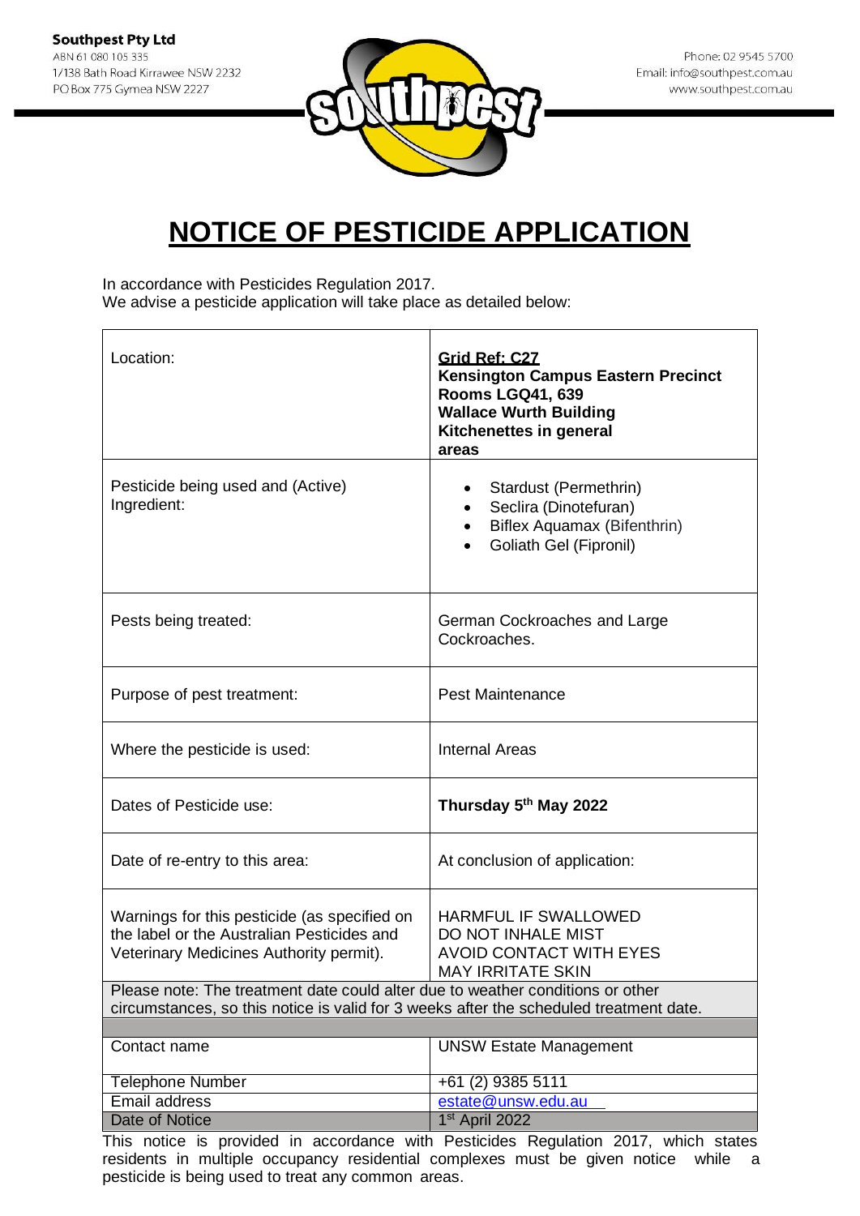**Southpest Pty Ltd**
ABN 61 080 105 335
1/138 Bath Road Kirrawee NSW 2232
PO Box 775 Gymea NSW 2227

Phone: 02 9545 5700
Email: info@southpest.com.au
www.southpest.com.au

# NOTICE OF PESTICIDE APPLICATION

In accordance with Pesticides Regulation 2017.
We advise a pesticide application will take place as detailed below:

| | |
|---|---|
| Location: | **Grid Ref: C27**<br>**Kensington Campus Eastern Precinct**<br>**Rooms LGQ41, 639**<br>**Wallace Wurth Building**<br>**Kitchenettes in general areas** |
| Pesticide being used and (Active) Ingredient: | • Stardust (Permethrin)<br>• Seclira (Dinotefuran)<br>• Biflex Aquamax (Bifenthrin)<br>• Goliath Gel (Fipronil) |
| Pests being treated: | German Cockroaches and Large Cockroaches. |
| Purpose of pest treatment: | Pest Maintenance |
| Where the pesticide is used: | Internal Areas |
| Dates of Pesticide use: | **Thursday 5th May 2022** |
| Date of re-entry to this area: | At conclusion of application: |
| Warnings for this pesticide (as specified on the label or the Australian Pesticides and Veterinary Medicines Authority permit). | HARMFUL IF SWALLOWED<br>DO NOT INHALE MIST<br>AVOID CONTACT WITH EYES<br>MAY IRRITATE SKIN |
| Please note: The treatment date could alter due to weather conditions or other circumstances, so this notice is valid for 3 weeks after the scheduled treatment date. | |
| Contact name | UNSW Estate Management |
| Telephone Number | +61 (2) 9385 5111 |
| Email address | estate@unsw.edu.au |
| Date of Notice | 1st April 2022 |

This notice is provided in accordance with Pesticides Regulation 2017, which states residents in multiple occupancy residential complexes must be given notice while a pesticide is being used to treat any common areas.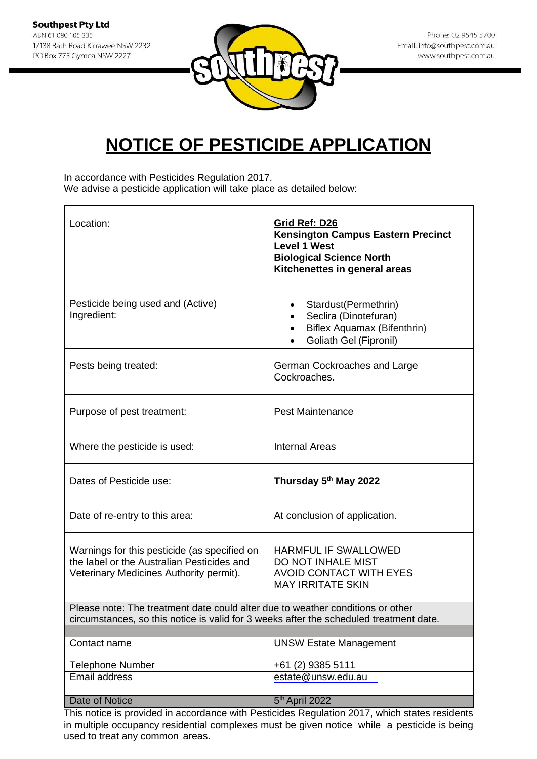**Southpest Pty Ltd**
ABN 61 080 105 335
1/138 Bath Road Kirrawee NSW 2232
PO Box 775 Gymea NSW 2227

Phone: 02 9545 5700
Email: info@southpest.com.au
www.southpest.com.au

# NOTICE OF PESTICIDE APPLICATION

In accordance with Pesticides Regulation 2017.
We advise a pesticide application will take place as detailed below:

| | |
|---|---|
| Location: | **Grid Ref: D26**<br>**Kensington Campus Eastern Precinct**<br>**Level 1 West**<br>**Biological Science North**<br>**Kitchenettes in general areas** |
| Pesticide being used and (Active) Ingredient: | • Stardust(Permethrin)<br>• Seclira (Dinotefuran)<br>• Biflex Aquamax (Bifenthrin)<br>• Goliath Gel (Fipronil) |
| Pests being treated: | German Cockroaches and Large Cockroaches. |
| Purpose of pest treatment: | Pest Maintenance |
| Where the pesticide is used: | Internal Areas |
| Dates of Pesticide use: | **Thursday 5th May 2022** |
| Date of re-entry to this area: | At conclusion of application. |
| Warnings for this pesticide (as specified on the label or the Australian Pesticides and Veterinary Medicines Authority permit). | HARMFUL IF SWALLOWED<br>DO NOT INHALE MIST<br>AVOID CONTACT WITH EYES<br>MAY IRRITATE SKIN |
| Please note: The treatment date could alter due to weather conditions or other circumstances, so this notice is valid for 3 weeks after the scheduled treatment date. | |
| | |
| Contact name | UNSW Estate Management |
| Telephone Number | +61 (2) 9385 5111 |
| Email address | estate@unsw.edu.au |
| | |
| Date of Notice | 5th April 2022 |

This notice is provided in accordance with Pesticides Regulation 2017, which states residents in multiple occupancy residential complexes must be given notice while a pesticide is being used to treat any common areas.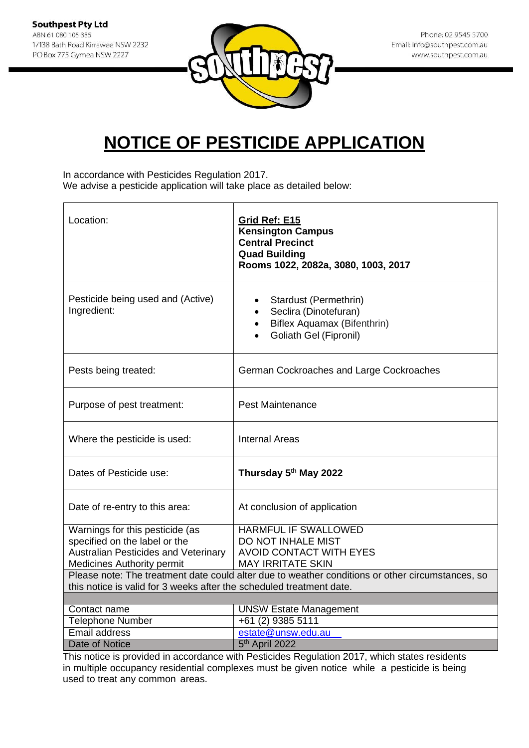**Southpest Pty Ltd**
ABN 61 080 105 335
1/138 Bath Road Kirrawee NSW 2232
PO Box 775 Gymea NSW 2227

Phone: 02 9545 5700
Email: info@southpest.com.au
www.southpest.com.au

# NOTICE OF PESTICIDE APPLICATION

In accordance with Pesticides Regulation 2017.
We advise a pesticide application will take place as detailed below:

| | |
|---|---|
| Location: | **Grid Ref: E15**<br>**Kensington Campus**<br>**Central Precinct**<br>**Quad Building**<br>**Rooms 1022, 2082a, 3080, 1003, 2017** |
| Pesticide being used and (Active) Ingredient: | • Stardust (Permethrin)<br>• Seclira (Dinotefuran)<br>• Biflex Aquamax (Bifenthrin)<br>• Goliath Gel (Fipronil) |
| Pests being treated: | German Cockroaches and Large Cockroaches |
| Purpose of pest treatment: | Pest Maintenance |
| Where the pesticide is used: | Internal Areas |
| Dates of Pesticide use: | **Thursday 5th May 2022** |
| Date of re-entry to this area: | At conclusion of application |
| Warnings for this pesticide (as specified on the label or the Australian Pesticides and Veterinary Medicines Authority permit | HARMFUL IF SWALLOWED<br>DO NOT INHALE MIST<br>AVOID CONTACT WITH EYES<br>MAY IRRITATE SKIN |
| Please note: The treatment date could alter due to weather conditions or other circumstances, so this notice is valid for 3 weeks after the scheduled treatment date. | |
| | |
| Contact name | UNSW Estate Management |
| Telephone Number | +61 (2) 9385 5111 |
| Email address | estate@unsw.edu.au |
| Date of Notice | 5th April 2022 |

This notice is provided in accordance with Pesticides Regulation 2017, which states residents in multiple occupancy residential complexes must be given notice while a pesticide is being used to treat any common areas.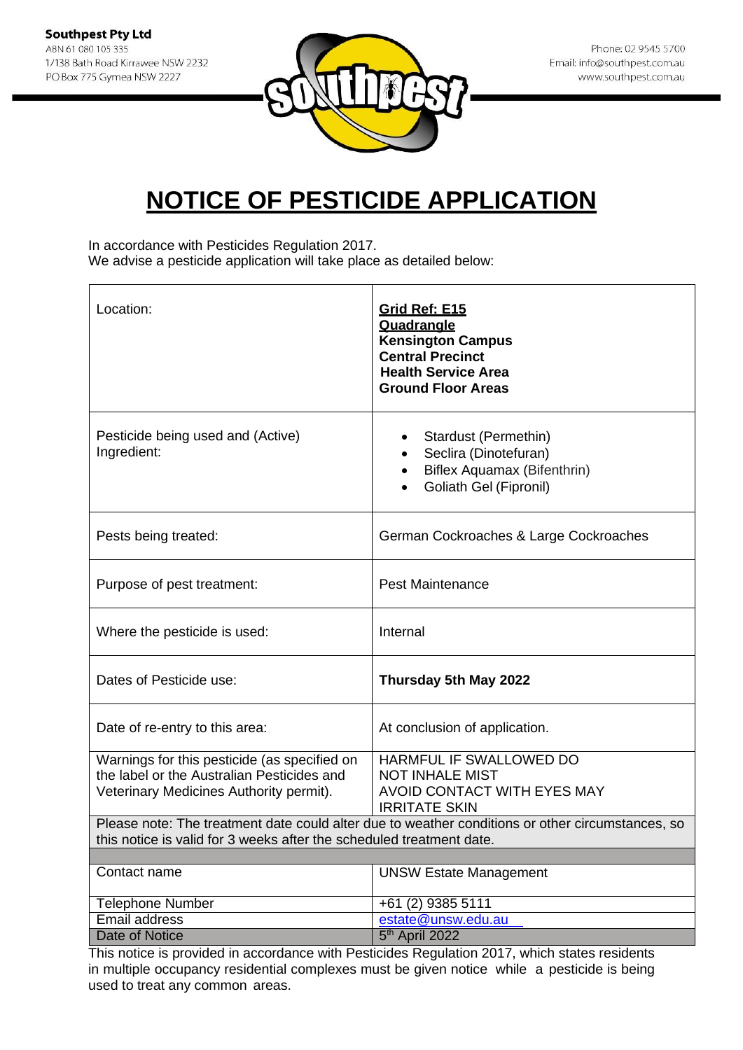**Southpest Pty Ltd**
ABN 61 080 105 335
1/138 Bath Road Kirrawee NSW 2232
PO Box 775 Gymea NSW 2227

Phone: 02 9545 5700
Email: info@southpest.com.au
www.southpest.com.au

# NOTICE OF PESTICIDE APPLICATION

In accordance with Pesticides Regulation 2017.
We advise a pesticide application will take place as detailed below:

| | |
|---|---|
| Location: | **Grid Ref: E15**<br>**Quadrangle**<br>**Kensington Campus**<br>**Central Precinct**<br>**Health Service Area**<br>**Ground Floor Areas** |
| Pesticide being used and (Active) Ingredient: | • Stardust (Permethin)<br>• Seclira (Dinotefuran)<br>• Biflex Aquamax (Bifenthrin)<br>• Goliath Gel (Fipronil) |
| Pests being treated: | German Cockroaches & Large Cockroaches |
| Purpose of pest treatment: | Pest Maintenance |
| Where the pesticide is used: | Internal |
| Dates of Pesticide use: | **Thursday 5th May 2022** |
| Date of re-entry to this area: | At conclusion of application. |
| Warnings for this pesticide (as specified on the label or the Australian Pesticides and Veterinary Medicines Authority permit). | HARMFUL IF SWALLOWED DO NOT INHALE MIST AVOID CONTACT WITH EYES MAY IRRITATE SKIN |
| Please note: The treatment date could alter due to weather conditions or other circumstances, so this notice is valid for 3 weeks after the scheduled treatment date. | |
| | |
| Contact name | UNSW Estate Management |
| Telephone Number | +61 (2) 9385 5111 |
| Email address | estate@unsw.edu.au |
| Date of Notice | 5th April 2022 |

This notice is provided in accordance with Pesticides Regulation 2017, which states residents in multiple occupancy residential complexes must be given notice while a pesticide is being used to treat any common areas.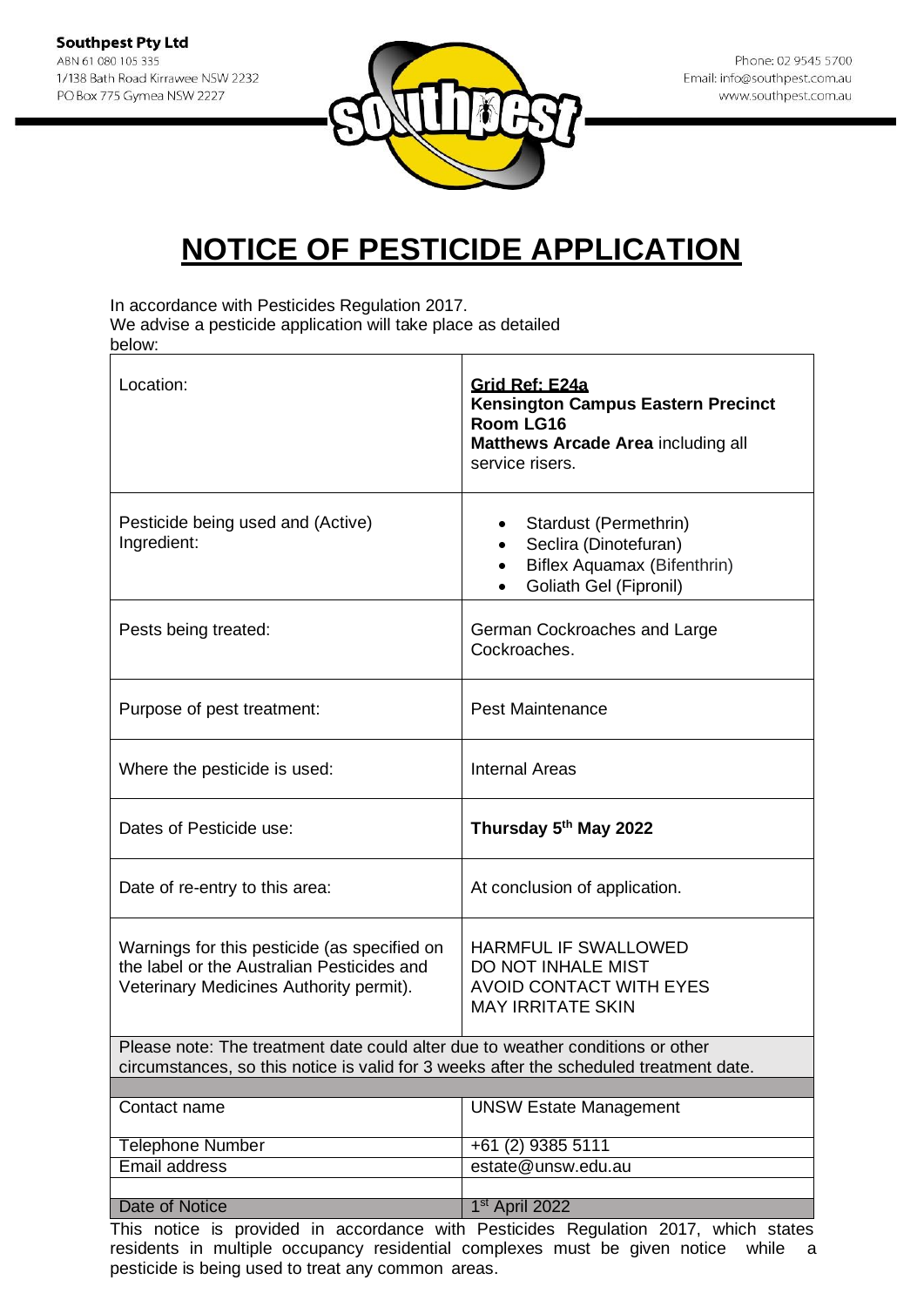**Southpest Pty Ltd**
ABN 61 080 105 335
1/138 Bath Road Kirrawee NSW 2232
PO Box 775 Gymea NSW 2227

Phone: 02 9545 5700
Email: info@southpest.com.au
www.southpest.com.au

# NOTICE OF PESTICIDE APPLICATION

In accordance with Pesticides Regulation 2017.
We advise a pesticide application will take place as detailed below:

| | |
|---|---|
| Location: | **Grid Ref: E24a**<br>**Kensington Campus Eastern Precinct**<br>**Room LG16**<br>**Matthews Arcade Area** including all service risers. |
| Pesticide being used and (Active) Ingredient: | • Stardust (Permethrin)<br>• Seclira (Dinotefuran)<br>• Biflex Aquamax (Bifenthrin)<br>• Goliath Gel (Fipronil) |
| Pests being treated: | German Cockroaches and Large Cockroaches. |
| Purpose of pest treatment: | Pest Maintenance |
| Where the pesticide is used: | Internal Areas |
| Dates of Pesticide use: | **Thursday 5th May 2022** |
| Date of re-entry to this area: | At conclusion of application. |
| Warnings for this pesticide (as specified on the label or the Australian Pesticides and Veterinary Medicines Authority permit). | HARMFUL IF SWALLOWED<br>DO NOT INHALE MIST<br>AVOID CONTACT WITH EYES<br>MAY IRRITATE SKIN |
| Please note: The treatment date could alter due to weather conditions or other circumstances, so this notice is valid for 3 weeks after the scheduled treatment date. | |
| | |
| Contact name | UNSW Estate Management |
| Telephone Number | +61 (2) 9385 5111 |
| Email address | estate@unsw.edu.au |
| | |
| Date of Notice | 1st April 2022 |

This notice is provided in accordance with Pesticides Regulation 2017, which states residents in multiple occupancy residential complexes must be given notice while a pesticide is being used to treat any common areas.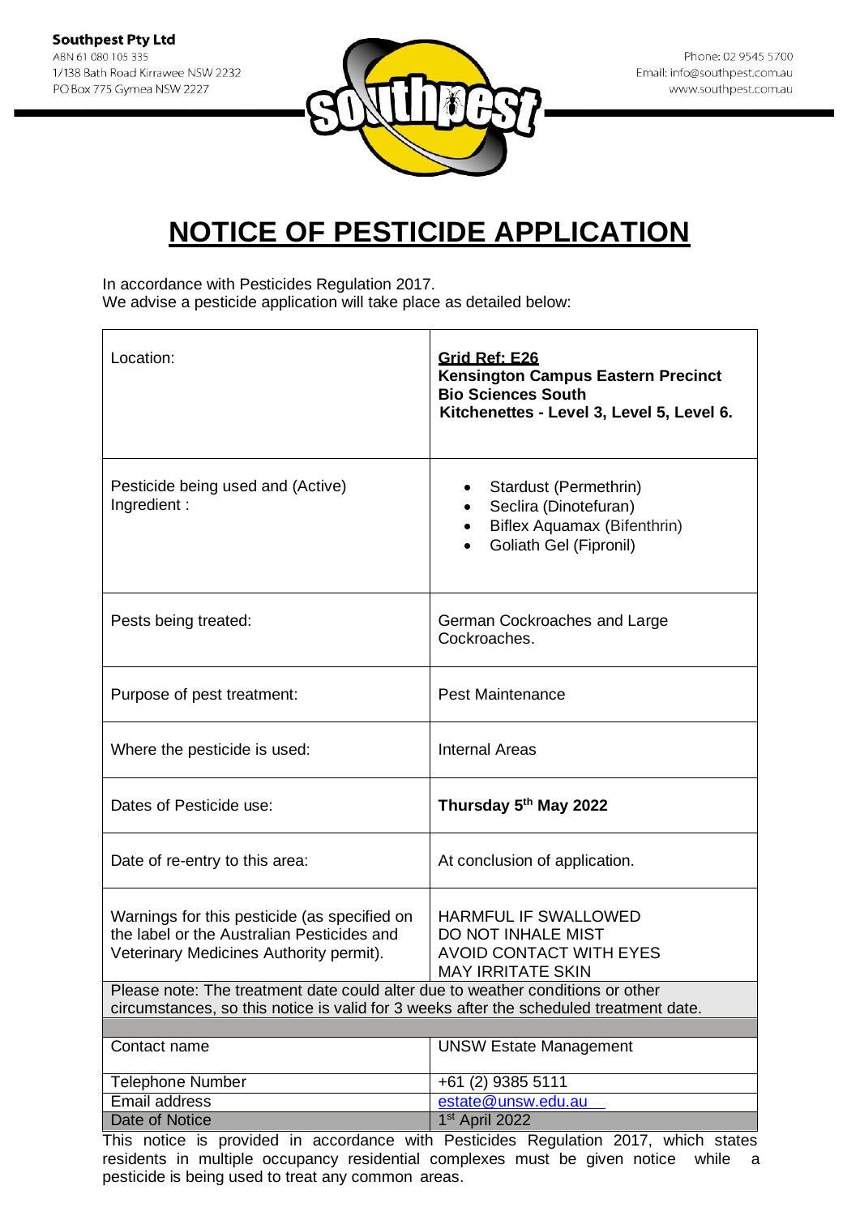**Southpest Pty Ltd**
ABN 61 080 105 335
1/138 Bath Road Kirrawee NSW 2232
PO Box 775 Gymea NSW 2227

Phone: 02 9545 5700
Email: info@southpest.com.au
www.southpest.com.au

# NOTICE OF PESTICIDE APPLICATION

In accordance with Pesticides Regulation 2017.
We advise a pesticide application will take place as detailed below:

| | |
|---|---|
| Location: | **Grid Ref: E26**<br>**Kensington Campus Eastern Precinct**<br>**Bio Sciences South**<br>**Kitchenettes - Level 3, Level 5, Level 6.** |
| Pesticide being used and (Active) Ingredient : | • Stardust (Permethrin)<br>• Seclira (Dinotefuran)<br>• Biflex Aquamax (Bifenthrin)<br>• Goliath Gel (Fipronil) |
| Pests being treated: | German Cockroaches and Large Cockroaches. |
| Purpose of pest treatment: | Pest Maintenance |
| Where the pesticide is used: | Internal Areas |
| Dates of Pesticide use: | **Thursday 5th May 2022** |
| Date of re-entry to this area: | At conclusion of application. |
| Warnings for this pesticide (as specified on the label or the Australian Pesticides and Veterinary Medicines Authority permit). | HARMFUL IF SWALLOWED<br>DO NOT INHALE MIST<br>AVOID CONTACT WITH EYES<br>MAY IRRITATE SKIN |
| Please note: The treatment date could alter due to weather conditions or other circumstances, so this notice is valid for 3 weeks after the scheduled treatment date. | |
| | |
| Contact name | UNSW Estate Management |
| Telephone Number | +61 (2) 9385 5111 |
| Email address | estate@unsw.edu.au |
| Date of Notice | 1st April 2022 |

This notice is provided in accordance with Pesticides Regulation 2017, which states residents in multiple occupancy residential complexes must be given notice while a pesticide is being used to treat any common areas.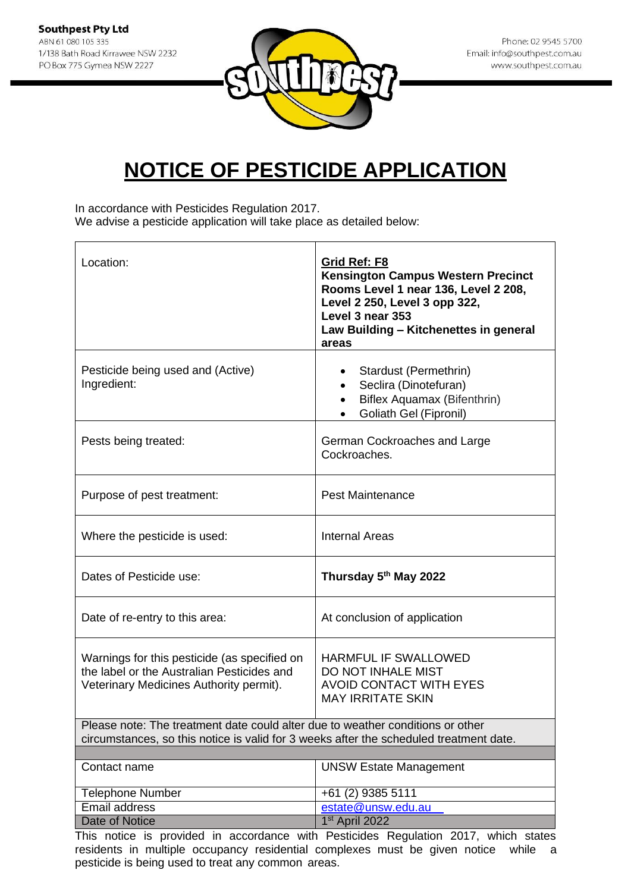**Southpest Pty Ltd**
ABN 61 080 105 335
1/138 Bath Road Kirrawee NSW 2232
PO Box 775 Gymea NSW 2227

Phone: 02 9545 5700
Email: info@southpest.com.au
www.southpest.com.au

# NOTICE OF PESTICIDE APPLICATION

In accordance with Pesticides Regulation 2017.
We advise a pesticide application will take place as detailed below:

| | |
|---|---|
| Location: | **Grid Ref: F8**<br>**Kensington Campus Western Precinct Rooms Level 1 near 136, Level 2 208, Level 2 250, Level 3 opp 322, Level 3 near 353**<br>**Law Building – Kitchenettes in general areas** |
| Pesticide being used and (Active) Ingredient: | • Stardust (Permethrin)<br>• Seclira (Dinotefuran)<br>• Biflex Aquamax (Bifenthrin)<br>• Goliath Gel (Fipronil) |
| Pests being treated: | German Cockroaches and Large Cockroaches. |
| Purpose of pest treatment: | Pest Maintenance |
| Where the pesticide is used: | Internal Areas |
| Dates of Pesticide use: | **Thursday 5th May 2022** |
| Date of re-entry to this area: | At conclusion of application |
| Warnings for this pesticide (as specified on the label or the Australian Pesticides and Veterinary Medicines Authority permit). | HARMFUL IF SWALLOWED<br>DO NOT INHALE MIST<br>AVOID CONTACT WITH EYES<br>MAY IRRITATE SKIN |
| Please note: The treatment date could alter due to weather conditions or other circumstances, so this notice is valid for 3 weeks after the scheduled treatment date. | |
| Contact name | UNSW Estate Management |
| Telephone Number | +61 (2) 9385 5111 |
| Email address | estate@unsw.edu.au |
| Date of Notice | 1st April 2022 |

This notice is provided in accordance with Pesticides Regulation 2017, which states residents in multiple occupancy residential complexes must be given notice while a pesticide is being used to treat any common areas.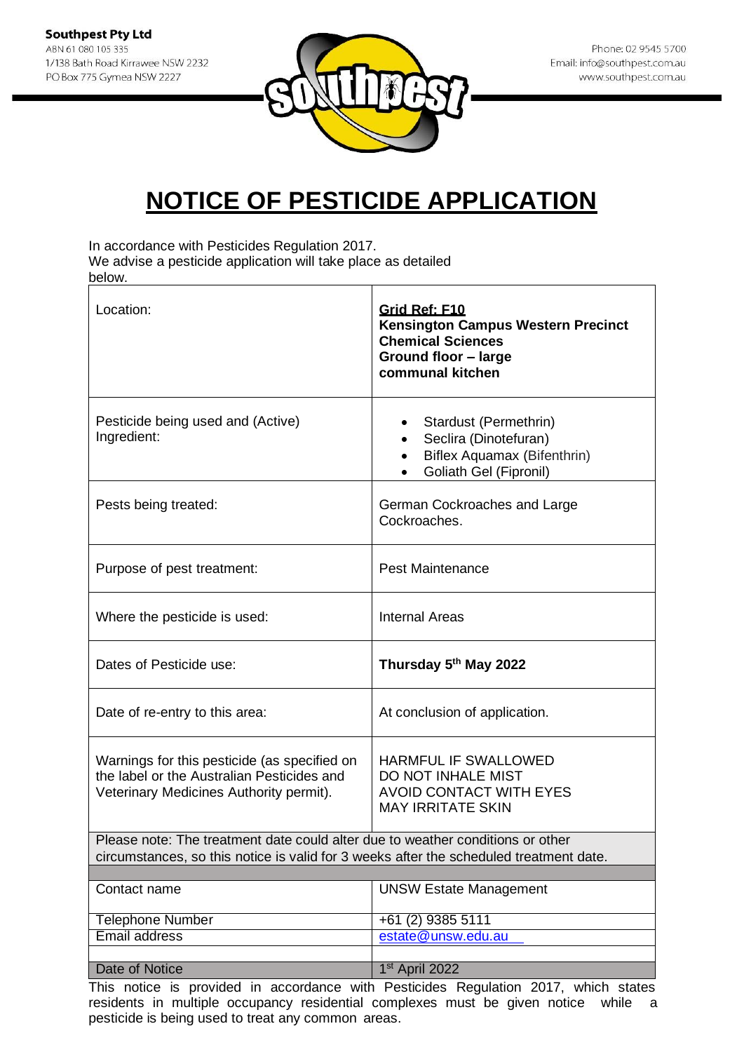**Southpest Pty Ltd**
ABN 61 080 105 335
1/138 Bath Road Kirrawee NSW 2232
PO Box 775 Gymea NSW 2227

Phone: 02 9545 5700
Email: info@southpest.com.au
www.southpest.com.au

# NOTICE OF PESTICIDE APPLICATION

In accordance with Pesticides Regulation 2017.
We advise a pesticide application will take place as detailed below.

| | |
|---|---|
| Location: | **Grid Ref: F10**<br>**Kensington Campus Western Precinct**<br>**Chemical Sciences**<br>**Ground floor – large communal kitchen** |
| Pesticide being used and (Active) Ingredient: | • Stardust (Permethrin)<br>• Seclira (Dinotefuran)<br>• Biflex Aquamax (Bifenthrin)<br>• Goliath Gel (Fipronil) |
| Pests being treated: | German Cockroaches and Large Cockroaches. |
| Purpose of pest treatment: | Pest Maintenance |
| Where the pesticide is used: | Internal Areas |
| Dates of Pesticide use: | **Thursday 5th May 2022** |
| Date of re-entry to this area: | At conclusion of application. |
| Warnings for this pesticide (as specified on the label or the Australian Pesticides and Veterinary Medicines Authority permit). | HARMFUL IF SWALLOWED<br>DO NOT INHALE MIST<br>AVOID CONTACT WITH EYES<br>MAY IRRITATE SKIN |
| Please note: The treatment date could alter due to weather conditions or other circumstances, so this notice is valid for 3 weeks after the scheduled treatment date. | |
| | |
| Contact name | UNSW Estate Management |
| Telephone Number | +61 (2) 9385 5111 |
| Email address | estate@unsw.edu.au |
| | |
| Date of Notice | 1st April 2022 |

This notice is provided in accordance with Pesticides Regulation 2017, which states residents in multiple occupancy residential complexes must be given notice while a pesticide is being used to treat any common areas.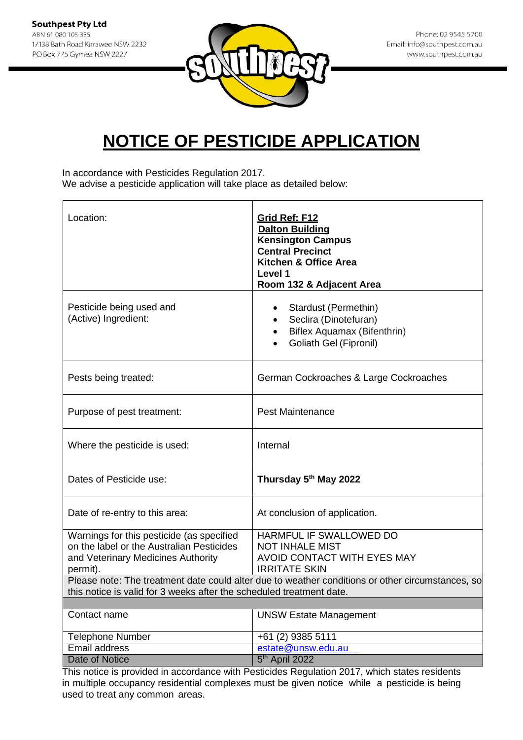**Southpest Pty Ltd**
ABN 61 080 105 335
1/138 Bath Road Kirrawee NSW 2232
PO Box 775 Gymea NSW 2227

Phone: 02 9545 5700
Email: info@southpest.com.au
www.southpest.com.au

# NOTICE OF PESTICIDE APPLICATION

In accordance with Pesticides Regulation 2017.
We advise a pesticide application will take place as detailed below:

| | |
|---|---|
| Location: | **Grid Ref: F12**<br>**Dalton Building**<br>**Kensington Campus**<br>**Central Precinct**<br>**Kitchen & Office Area**<br>**Level 1**<br>**Room 132 & Adjacent Area** |
| Pesticide being used and (Active) Ingredient: | • Stardust (Permethin)<br>• Seclira (Dinotefuran)<br>• Biflex Aquamax (Bifenthrin)<br>• Goliath Gel (Fipronil) |
| Pests being treated: | German Cockroaches & Large Cockroaches |
| Purpose of pest treatment: | Pest Maintenance |
| Where the pesticide is used: | Internal |
| Dates of Pesticide use: | **Thursday 5th May 2022** |
| Date of re-entry to this area: | At conclusion of application. |
| Warnings for this pesticide (as specified on the label or the Australian Pesticides and Veterinary Medicines Authority permit). | HARMFUL IF SWALLOWED DO NOT INHALE MIST AVOID CONTACT WITH EYES MAY IRRITATE SKIN |
| Please note: The treatment date could alter due to weather conditions or other circumstances, so this notice is valid for 3 weeks after the scheduled treatment date. | |
| Contact name | UNSW Estate Management |
| Telephone Number | +61 (2) 9385 5111 |
| Email address | estate@unsw.edu.au |
| Date of Notice | 5th April 2022 |

This notice is provided in accordance with Pesticides Regulation 2017, which states residents in multiple occupancy residential complexes must be given notice while a pesticide is being used to treat any common areas.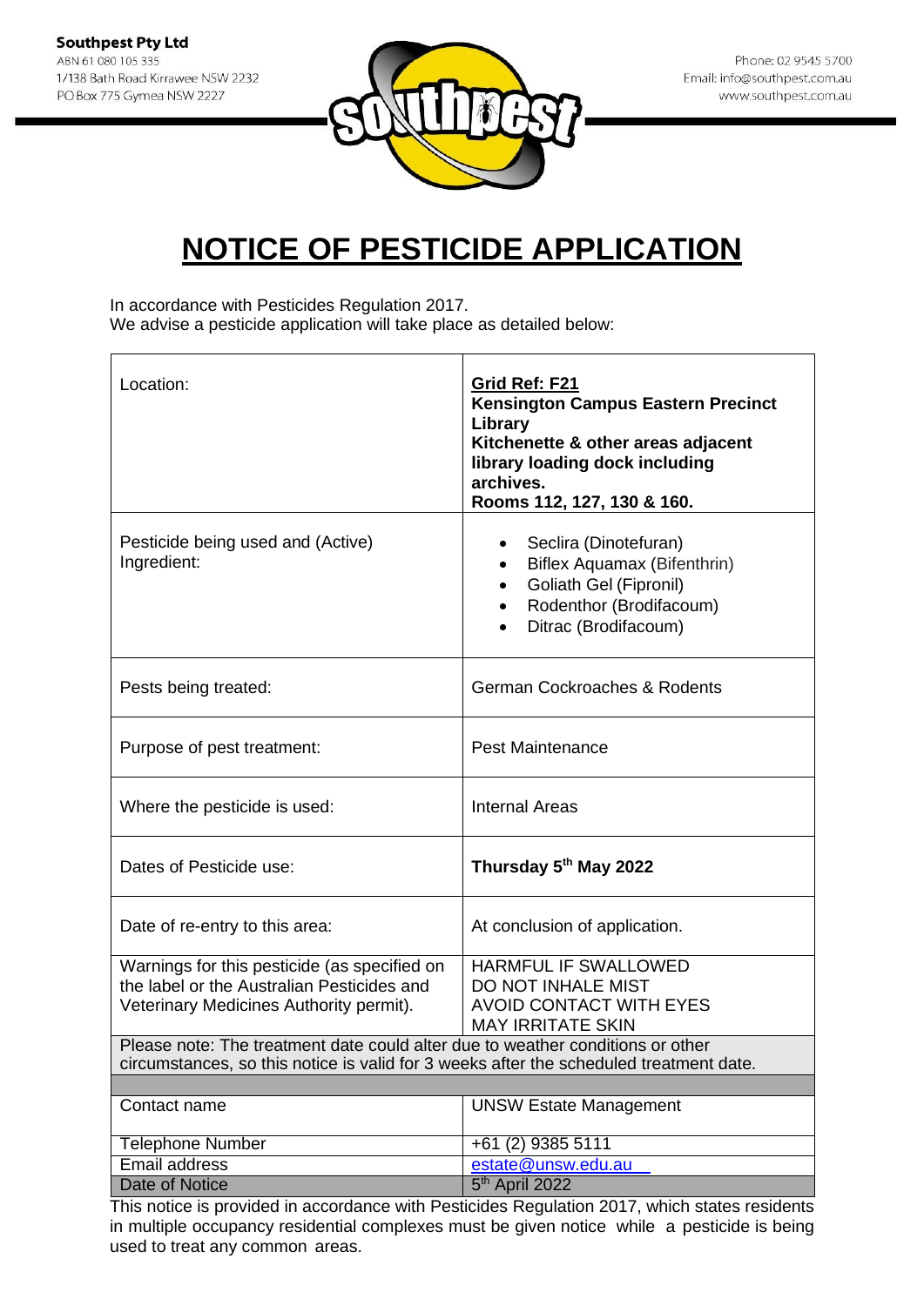**Southpest Pty Ltd**
ABN 61 080 105 335
1/138 Bath Road Kirrawee NSW 2232
PO Box 775 Gymea NSW 2227

Phone: 02 9545 5700
Email: info@southpest.com.au
www.southpest.com.au

# NOTICE OF PESTICIDE APPLICATION

In accordance with Pesticides Regulation 2017.
We advise a pesticide application will take place as detailed below:

| | |
|---|---|
| Location: | **Grid Ref: F21**<br>**Kensington Campus Eastern Precinct**<br>**Library**<br>**Kitchenette & other areas adjacent library loading dock including archives.**<br>**Rooms 112, 127, 130 & 160.** |
| Pesticide being used and (Active) Ingredient: | • Seclira (Dinotefuran)<br>• Biflex Aquamax (Bifenthrin)<br>• Goliath Gel (Fipronil)<br>• Rodenthor (Brodifacoum)<br>• Ditrac (Brodifacoum) |
| Pests being treated: | German Cockroaches & Rodents |
| Purpose of pest treatment: | Pest Maintenance |
| Where the pesticide is used: | Internal Areas |
| Dates of Pesticide use: | **Thursday 5th May 2022** |
| Date of re-entry to this area: | At conclusion of application. |
| Warnings for this pesticide (as specified on the label or the Australian Pesticides and Veterinary Medicines Authority permit). | HARMFUL IF SWALLOWED<br>DO NOT INHALE MIST<br>AVOID CONTACT WITH EYES<br>MAY IRRITATE SKIN |
| Please note: The treatment date could alter due to weather conditions or other circumstances, so this notice is valid for 3 weeks after the scheduled treatment date. | |
| | |
| Contact name | UNSW Estate Management |
| Telephone Number | +61 (2) 9385 5111 |
| Email address | estate@unsw.edu.au |
| Date of Notice | 5th April 2022 |

This notice is provided in accordance with Pesticides Regulation 2017, which states residents in multiple occupancy residential complexes must be given notice while a pesticide is being used to treat any common areas.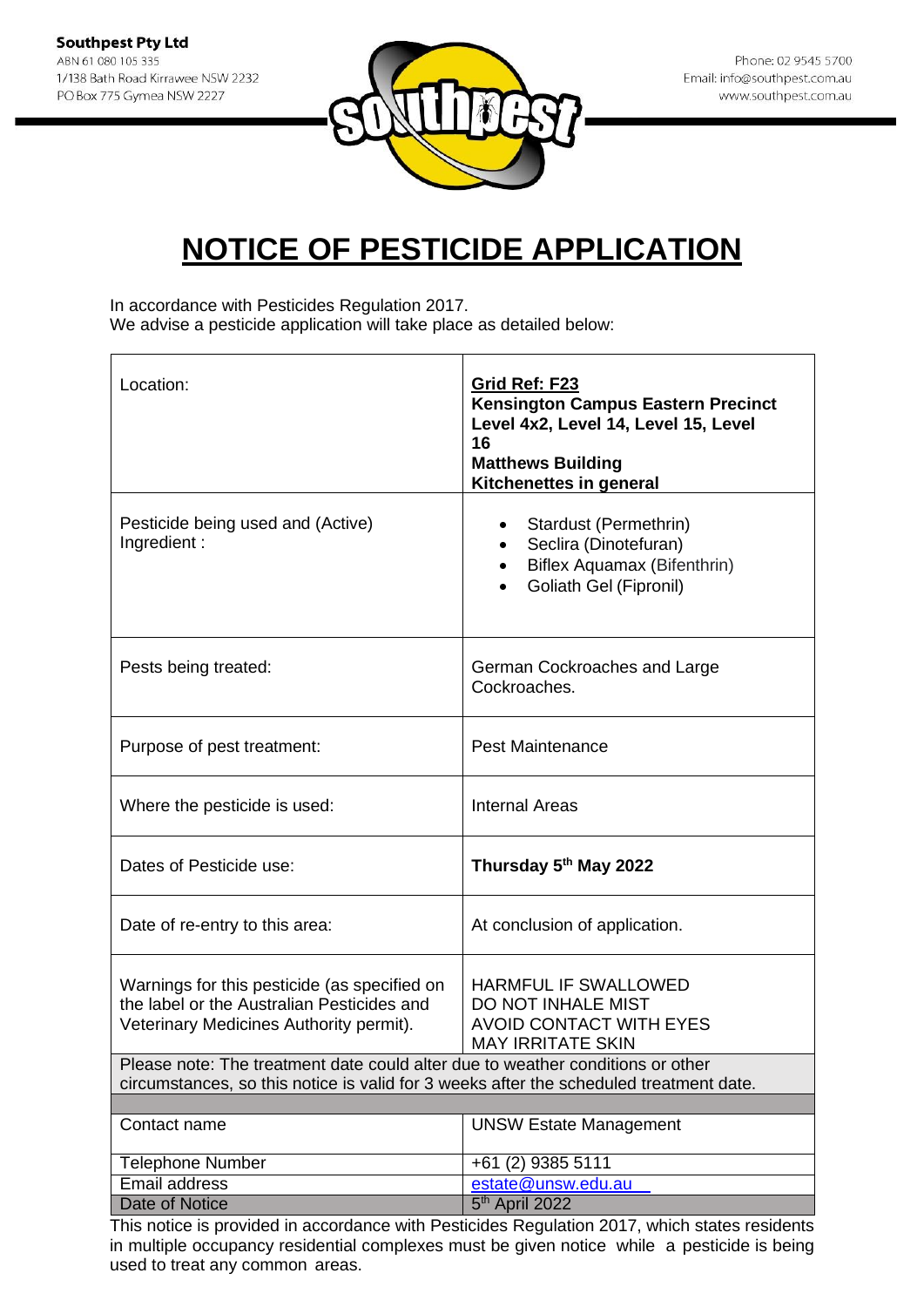**Southpest Pty Ltd**
ABN 61 080 105 335
1/138 Bath Road Kirrawee NSW 2232
PO Box 775 Gymea NSW 2227

Phone: 02 9545 5700
Email: info@southpest.com.au
www.southpest.com.au

# NOTICE OF PESTICIDE APPLICATION

In accordance with Pesticides Regulation 2017.
We advise a pesticide application will take place as detailed below:

| | |
|---|---|
| Location: | **Grid Ref: F23**<br>**Kensington Campus Eastern Precinct**<br>**Level 4x2, Level 14, Level 15, Level 16**<br>**Matthews Building**<br>**Kitchenettes in general** |
| Pesticide being used and (Active) Ingredient : | • Stardust (Permethrin)<br>• Seclira (Dinotefuran)<br>• Biflex Aquamax (Bifenthrin)<br>• Goliath Gel (Fipronil) |
| Pests being treated: | German Cockroaches and Large Cockroaches. |
| Purpose of pest treatment: | Pest Maintenance |
| Where the pesticide is used: | Internal Areas |
| Dates of Pesticide use: | **Thursday 5th May 2022** |
| Date of re-entry to this area: | At conclusion of application. |
| Warnings for this pesticide (as specified on the label or the Australian Pesticides and Veterinary Medicines Authority permit). | HARMFUL IF SWALLOWED<br>DO NOT INHALE MIST<br>AVOID CONTACT WITH EYES<br>MAY IRRITATE SKIN |
| Please note: The treatment date could alter due to weather conditions or other circumstances, so this notice is valid for 3 weeks after the scheduled treatment date. | |
| | |
| Contact name | UNSW Estate Management |
| Telephone Number | +61 (2) 9385 5111 |
| Email address | estate@unsw.edu.au |
| Date of Notice | 5th April 2022 |

This notice is provided in accordance with Pesticides Regulation 2017, which states residents in multiple occupancy residential complexes must be given notice while a pesticide is being used to treat any common areas.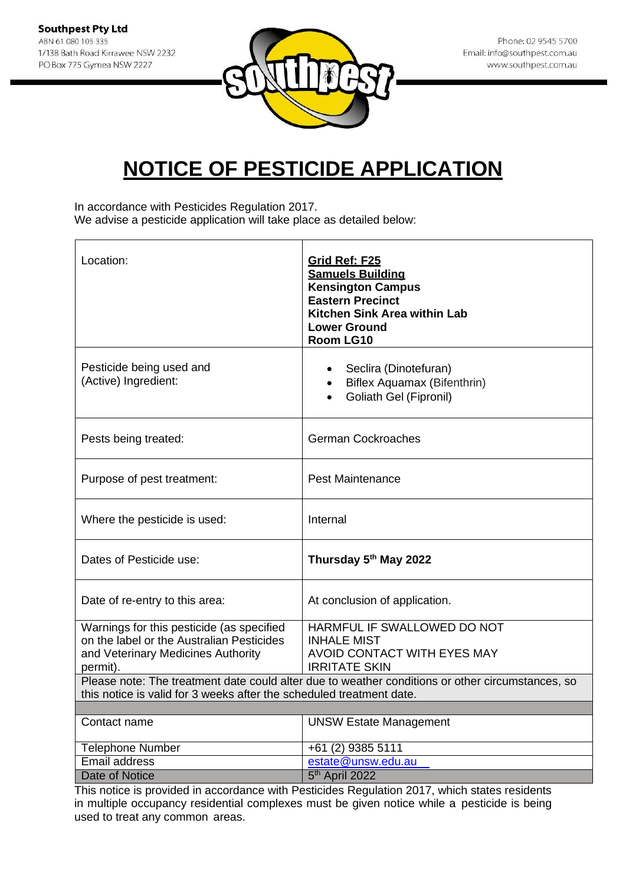**Southpest Pty Ltd**
ABN 61 080 105 335
1/138 Bath Road Kirrawee NSW 2232
PO Box 775 Gymea NSW 2227

Phone: 02 9545 5700
Email: info@southpest.com.au
www.southpest.com.au

# NOTICE OF PESTICIDE APPLICATION

In accordance with Pesticides Regulation 2017.
We advise a pesticide application will take place as detailed below:

| | |
|---|---|
| Location: | **Grid Ref: F25**<br>**Samuels Building**<br>**Kensington Campus**<br>**Eastern Precinct**<br>**Kitchen Sink Area within Lab**<br>**Lower Ground**<br>**Room LG10** |
| Pesticide being used and (Active) Ingredient: | • Seclira (Dinotefuran)<br>• Biflex Aquamax (Bifenthrin)<br>• Goliath Gel (Fipronil) |
| Pests being treated: | German Cockroaches |
| Purpose of pest treatment: | Pest Maintenance |
| Where the pesticide is used: | Internal |
| Dates of Pesticide use: | **Thursday 5th May 2022** |
| Date of re-entry to this area: | At conclusion of application. |
| Warnings for this pesticide (as specified on the label or the Australian Pesticides and Veterinary Medicines Authority permit). | HARMFUL IF SWALLOWED DO NOT INHALE MIST<br>AVOID CONTACT WITH EYES MAY IRRITATE SKIN |
| Please note: The treatment date could alter due to weather conditions or other circumstances, so this notice is valid for 3 weeks after the scheduled treatment date. | |
| | |
| Contact name | UNSW Estate Management |
| Telephone Number | +61 (2) 9385 5111 |
| Email address | estate@unsw.edu.au |
| Date of Notice | 5th April 2022 |

This notice is provided in accordance with Pesticides Regulation 2017, which states residents in multiple occupancy residential complexes must be given notice while a pesticide is being used to treat any common areas.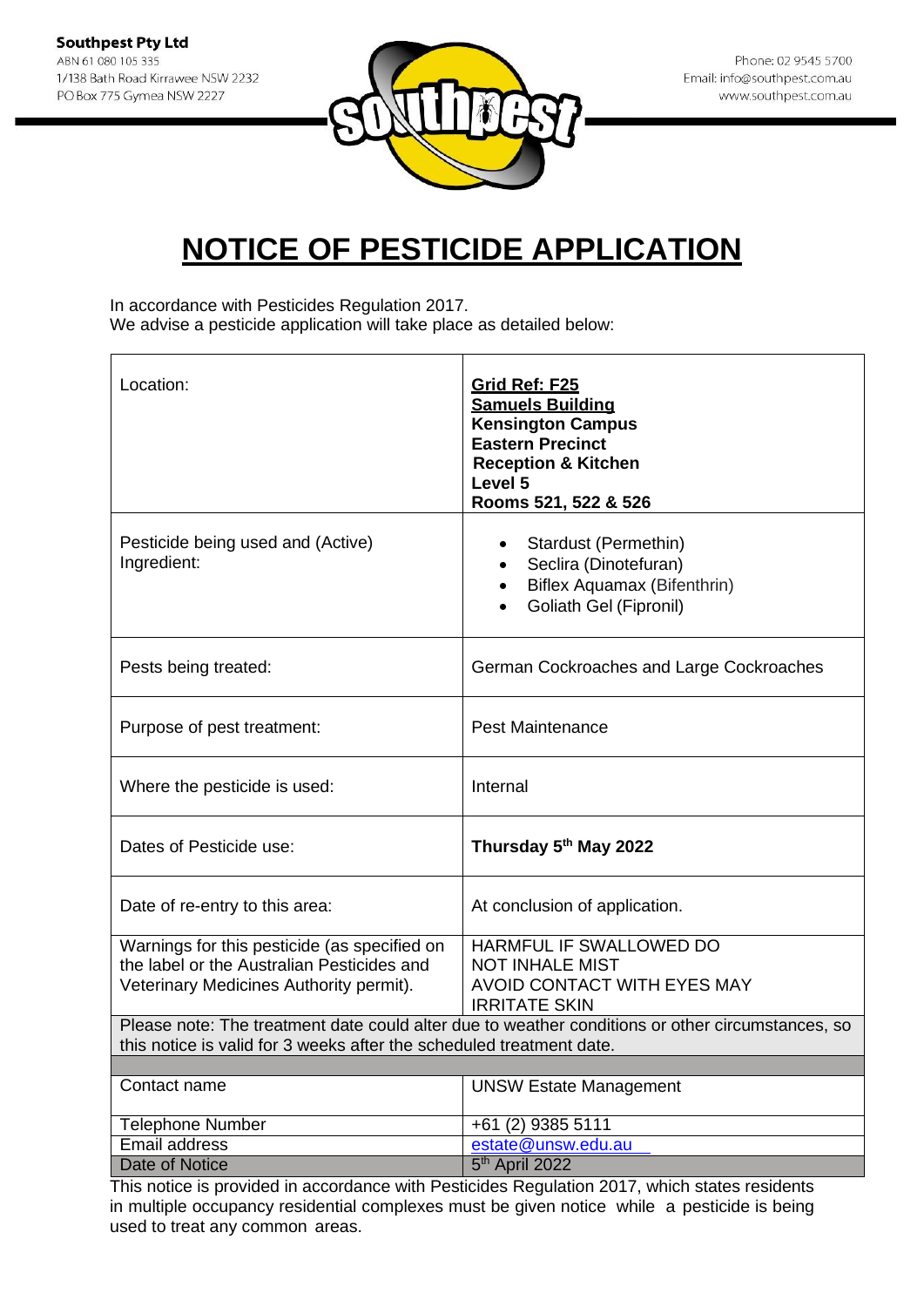**Southpest Pty Ltd**
ABN 61 080 105 335
1/138 Bath Road Kirrawee NSW 2232
PO Box 775 Gymea NSW 2227

Phone: 02 9545 5700
Email: info@southpest.com.au
www.southpest.com.au

# NOTICE OF PESTICIDE APPLICATION

In accordance with Pesticides Regulation 2017.
We advise a pesticide application will take place as detailed below:

| | |
|---|---|
| Location: | **Grid Ref: F25**<br>**Samuels Building**<br>**Kensington Campus**<br>**Eastern Precinct**<br>**Reception & Kitchen**<br>**Level 5**<br>**Rooms 521, 522 & 526** |
| Pesticide being used and (Active) Ingredient: | • Stardust (Permethin)<br>• Seclira (Dinotefuran)<br>• Biflex Aquamax (Bifenthrin)<br>• Goliath Gel (Fipronil) |
| Pests being treated: | German Cockroaches and Large Cockroaches |
| Purpose of pest treatment: | Pest Maintenance |
| Where the pesticide is used: | Internal |
| Dates of Pesticide use: | **Thursday 5th May 2022** |
| Date of re-entry to this area: | At conclusion of application. |
| Warnings for this pesticide (as specified on the label or the Australian Pesticides and Veterinary Medicines Authority permit). | HARMFUL IF SWALLOWED DO NOT INHALE MIST AVOID CONTACT WITH EYES MAY IRRITATE SKIN |
| Please note: The treatment date could alter due to weather conditions or other circumstances, so this notice is valid for 3 weeks after the scheduled treatment date. | |
| Contact name | UNSW Estate Management |
| Telephone Number | +61 (2) 9385 5111 |
| Email address | estate@unsw.edu.au |
| Date of Notice | 5th April 2022 |

This notice is provided in accordance with Pesticides Regulation 2017, which states residents in multiple occupancy residential complexes must be given notice while a pesticide is being used to treat any common areas.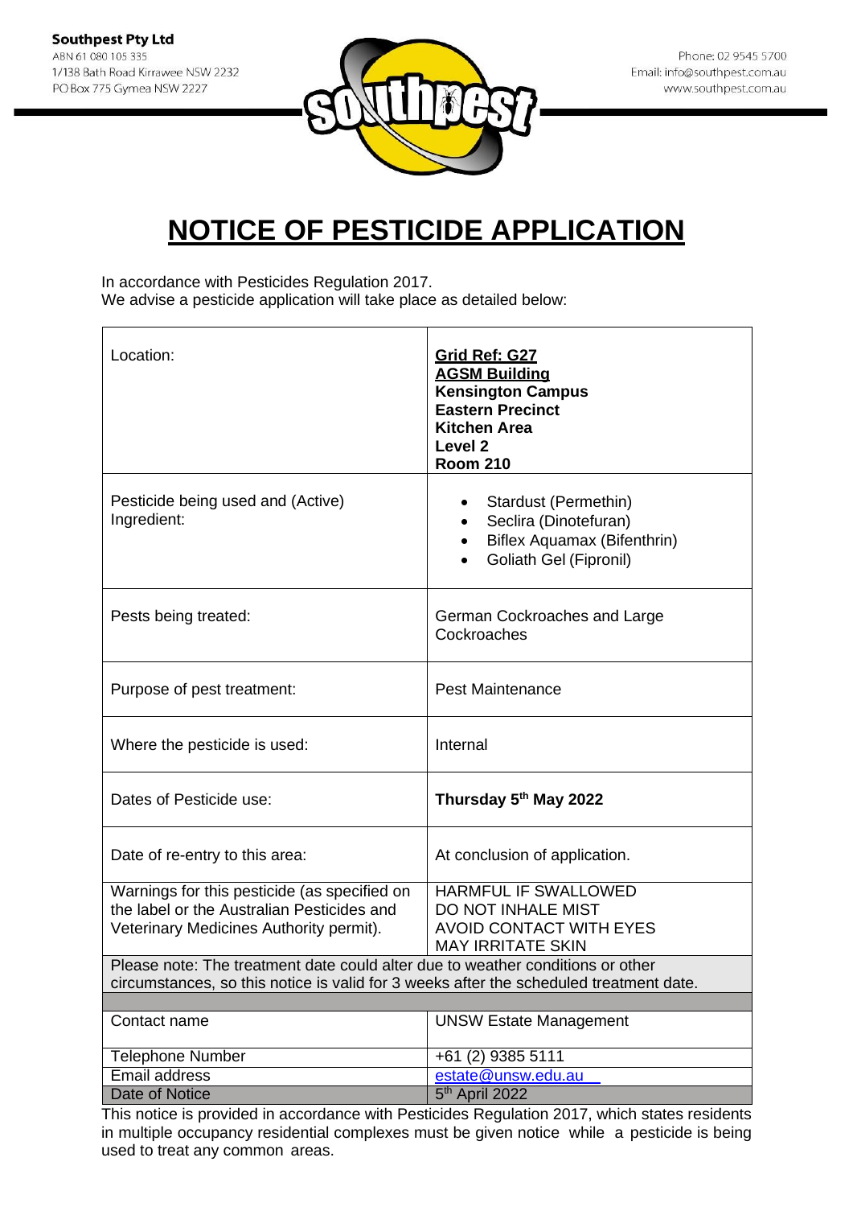**Southpest Pty Ltd**
ABN 61 080 105 335
1/138 Bath Road Kirrawee NSW 2232
PO Box 775 Gymea NSW 2227

Phone: 02 9545 5700
Email: info@southpest.com.au
www.southpest.com.au

# NOTICE OF PESTICIDE APPLICATION

In accordance with Pesticides Regulation 2017.
We advise a pesticide application will take place as detailed below:

| | |
|---|---|
| Location: | **Grid Ref: G27**<br>**AGSM Building**<br>**Kensington Campus**<br>**Eastern Precinct**<br>**Kitchen Area**<br>**Level 2**<br>**Room 210** |
| Pesticide being used and (Active) Ingredient: | • Stardust (Permethin)<br>• Seclira (Dinotefuran)<br>• Biflex Aquamax (Bifenthrin)<br>• Goliath Gel (Fipronil) |
| Pests being treated: | German Cockroaches and Large Cockroaches |
| Purpose of pest treatment: | Pest Maintenance |
| Where the pesticide is used: | Internal |
| Dates of Pesticide use: | **Thursday 5th May 2022** |
| Date of re-entry to this area: | At conclusion of application. |
| Warnings for this pesticide (as specified on the label or the Australian Pesticides and Veterinary Medicines Authority permit). | HARMFUL IF SWALLOWED<br>DO NOT INHALE MIST<br>AVOID CONTACT WITH EYES<br>MAY IRRITATE SKIN |
| Please note: The treatment date could alter due to weather conditions or other circumstances, so this notice is valid for 3 weeks after the scheduled treatment date. | |
| Contact name | UNSW Estate Management |
| Telephone Number | +61 (2) 9385 5111 |
| Email address | estate@unsw.edu.au |
| Date of Notice | 5th April 2022 |

This notice is provided in accordance with Pesticides Regulation 2017, which states residents in multiple occupancy residential complexes must be given notice while a pesticide is being used to treat any common areas.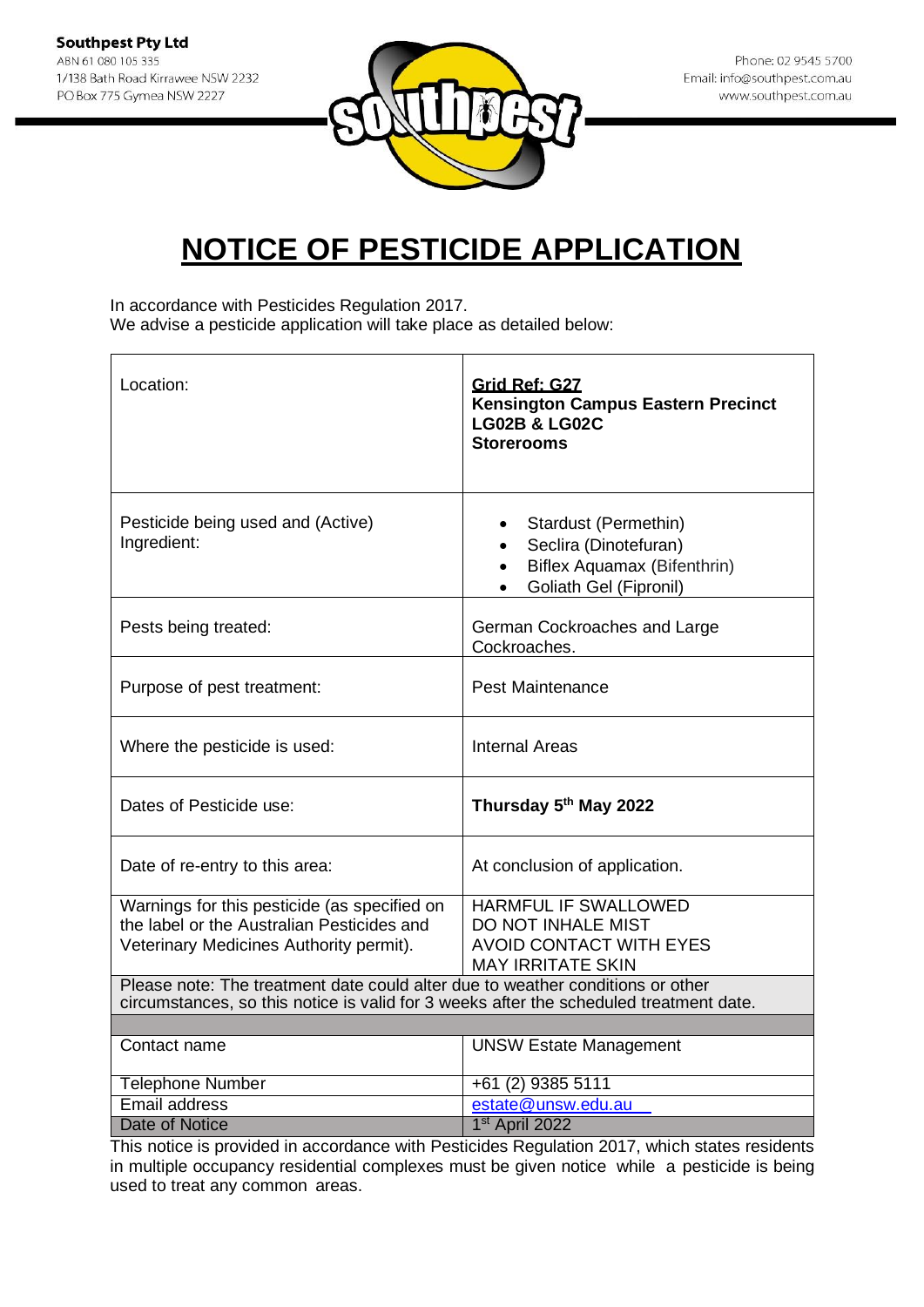**Southpest Pty Ltd**
ABN 61 080 105 335
1/138 Bath Road Kirrawee NSW 2232
PO Box 775 Gymea NSW 2227

Phone: 02 9545 5700
Email: info@southpest.com.au
www.southpest.com.au

# NOTICE OF PESTICIDE APPLICATION

In accordance with Pesticides Regulation 2017.
We advise a pesticide application will take place as detailed below:

| | |
|---|---|
| Location: | **Grid Ref: G27**<br>**Kensington Campus Eastern Precinct**<br>**LG02B & LG02C**<br>**Storerooms** |
| Pesticide being used and (Active) Ingredient: | • Stardust (Permethin)<br>• Seclira (Dinotefuran)<br>• Biflex Aquamax (Bifenthrin)<br>• Goliath Gel (Fipronil) |
| Pests being treated: | German Cockroaches and Large Cockroaches. |
| Purpose of pest treatment: | Pest Maintenance |
| Where the pesticide is used: | Internal Areas |
| Dates of Pesticide use: | **Thursday 5th May 2022** |
| Date of re-entry to this area: | At conclusion of application. |
| Warnings for this pesticide (as specified on the label or the Australian Pesticides and Veterinary Medicines Authority permit). | HARMFUL IF SWALLOWED<br>DO NOT INHALE MIST<br>AVOID CONTACT WITH EYES<br>MAY IRRITATE SKIN |
| Please note: The treatment date could alter due to weather conditions or other circumstances, so this notice is valid for 3 weeks after the scheduled treatment date. | |
| | |
| Contact name | UNSW Estate Management |
| Telephone Number | +61 (2) 9385 5111 |
| Email address | estate@unsw.edu.au |
| Date of Notice | 1st April 2022 |

This notice is provided in accordance with Pesticides Regulation 2017, which states residents in multiple occupancy residential complexes must be given notice while a pesticide is being used to treat any common areas.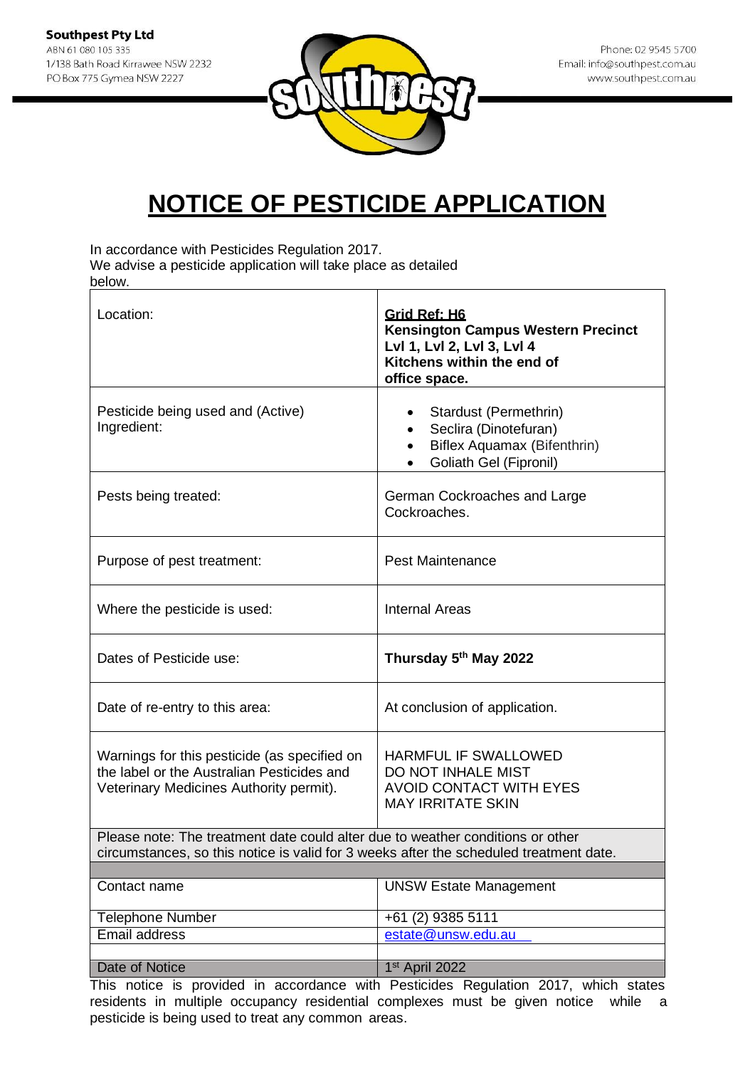**Southpest Pty Ltd**
ABN 61 080 105 335
1/138 Bath Road Kirrawee NSW 2232
PO Box 775 Gymea NSW 2227

Phone: 02 9545 5700
Email: info@southpest.com.au
www.southpest.com.au

# NOTICE OF PESTICIDE APPLICATION

In accordance with Pesticides Regulation 2017.
We advise a pesticide application will take place as detailed below.

| | |
|---|---|
| Location: | **Grid Ref: H6**<br>**Kensington Campus Western Precinct**<br>**Lvl 1, Lvl 2, Lvl 3, Lvl 4**<br>**Kitchens within the end of office space.** |
| Pesticide being used and (Active) Ingredient: | • Stardust (Permethrin)<br>• Seclira (Dinotefuran)<br>• Biflex Aquamax (Bifenthrin)<br>• Goliath Gel (Fipronil) |
| Pests being treated: | German Cockroaches and Large Cockroaches. |
| Purpose of pest treatment: | Pest Maintenance |
| Where the pesticide is used: | Internal Areas |
| Dates of Pesticide use: | **Thursday 5th May 2022** |
| Date of re-entry to this area: | At conclusion of application. |
| Warnings for this pesticide (as specified on the label or the Australian Pesticides and Veterinary Medicines Authority permit). | HARMFUL IF SWALLOWED<br>DO NOT INHALE MIST<br>AVOID CONTACT WITH EYES<br>MAY IRRITATE SKIN |
| Please note: The treatment date could alter due to weather conditions or other circumstances, so this notice is valid for 3 weeks after the scheduled treatment date. | |
| Contact name | UNSW Estate Management |
| Telephone Number | +61 (2) 9385 5111 |
| Email address | estate@unsw.edu.au |
| Date of Notice | 1st April 2022 |

This notice is provided in accordance with Pesticides Regulation 2017, which states residents in multiple occupancy residential complexes must be given notice while a pesticide is being used to treat any common areas.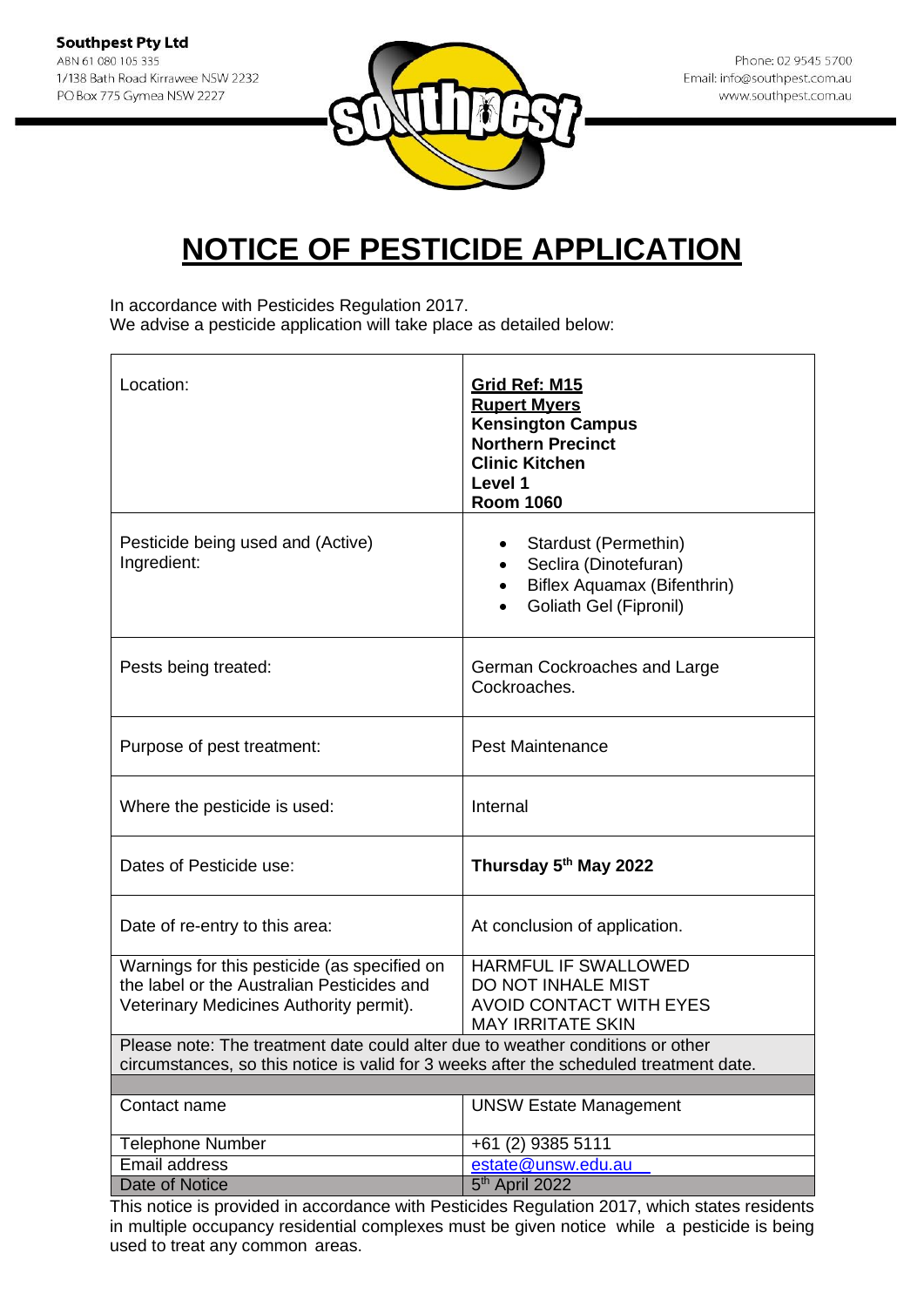**Southpest Pty Ltd**
ABN 61 080 105 335
1/138 Bath Road Kirrawee NSW 2232
PO Box 775 Gymea NSW 2227

Phone: 02 9545 5700
Email: info@southpest.com.au
www.southpest.com.au

# NOTICE OF PESTICIDE APPLICATION

In accordance with Pesticides Regulation 2017.
We advise a pesticide application will take place as detailed below:

| | |
|---|---|
| Location: | **Grid Ref: M15**<br>**Rupert Myers**<br>**Kensington Campus**<br>**Northern Precinct**<br>**Clinic Kitchen**<br>**Level 1**<br>**Room 1060** |
| Pesticide being used and (Active) Ingredient: | • Stardust (Permethin)<br>• Seclira (Dinotefuran)<br>• Biflex Aquamax (Bifenthrin)<br>• Goliath Gel (Fipronil) |
| Pests being treated: | German Cockroaches and Large Cockroaches. |
| Purpose of pest treatment: | Pest Maintenance |
| Where the pesticide is used: | Internal |
| Dates of Pesticide use: | **Thursday 5th May 2022** |
| Date of re-entry to this area: | At conclusion of application. |
| Warnings for this pesticide (as specified on the label or the Australian Pesticides and Veterinary Medicines Authority permit). | HARMFUL IF SWALLOWED<br>DO NOT INHALE MIST<br>AVOID CONTACT WITH EYES<br>MAY IRRITATE SKIN |
| Please note: The treatment date could alter due to weather conditions or other circumstances, so this notice is valid for 3 weeks after the scheduled treatment date. | |
| Contact name | UNSW Estate Management |
| Telephone Number | +61 (2) 9385 5111 |
| Email address | estate@unsw.edu.au |
| Date of Notice | 5th April 2022 |

This notice is provided in accordance with Pesticides Regulation 2017, which states residents in multiple occupancy residential complexes must be given notice while a pesticide is being used to treat any common areas.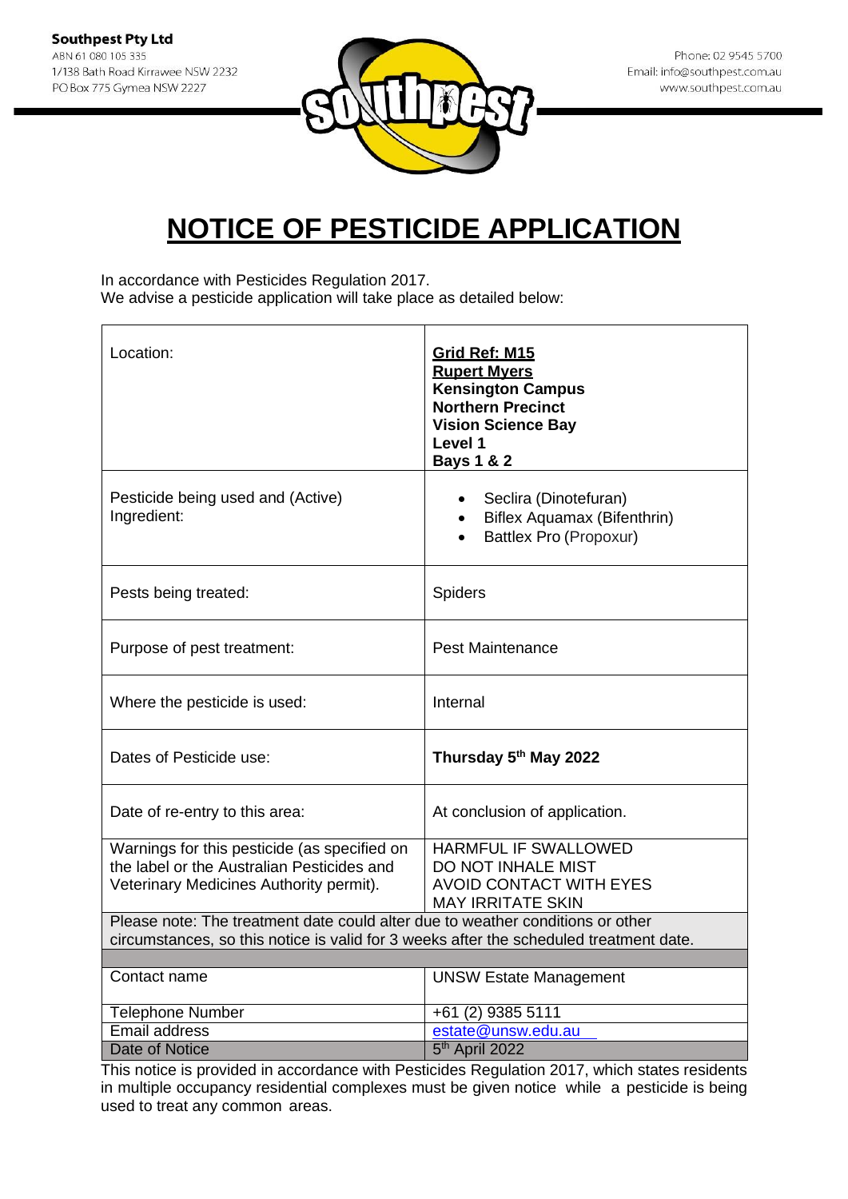**Southpest Pty Ltd**
ABN 61 080 105 335
1/138 Bath Road Kirrawee NSW 2232
PO Box 775 Gymea NSW 2227

Phone: 02 9545 5700
Email: info@southpest.com.au
www.southpest.com.au

# NOTICE OF PESTICIDE APPLICATION

In accordance with Pesticides Regulation 2017.
We advise a pesticide application will take place as detailed below:

| | |
|---|---|
| Location: | **Grid Ref: M15**<br>**Rupert Myers**<br>**Kensington Campus**<br>**Northern Precinct**<br>**Vision Science Bay**<br>**Level 1**<br>**Bays 1 & 2** |
| Pesticide being used and (Active) Ingredient: | • Seclira (Dinotefuran)<br>• Biflex Aquamax (Bifenthrin)<br>• Battlex Pro (Propoxur) |
| Pests being treated: | Spiders |
| Purpose of pest treatment: | Pest Maintenance |
| Where the pesticide is used: | Internal |
| Dates of Pesticide use: | **Thursday 5th May 2022** |
| Date of re-entry to this area: | At conclusion of application. |
| Warnings for this pesticide (as specified on the label or the Australian Pesticides and Veterinary Medicines Authority permit). | HARMFUL IF SWALLOWED<br>DO NOT INHALE MIST<br>AVOID CONTACT WITH EYES<br>MAY IRRITATE SKIN |
| Please note: The treatment date could alter due to weather conditions or other circumstances, so this notice is valid for 3 weeks after the scheduled treatment date. | |
| Contact name | UNSW Estate Management |
| Telephone Number | +61 (2) 9385 5111 |
| Email address | estate@unsw.edu.au |
| Date of Notice | 5th April 2022 |

This notice is provided in accordance with Pesticides Regulation 2017, which states residents in multiple occupancy residential complexes must be given notice while a pesticide is being used to treat any common areas.